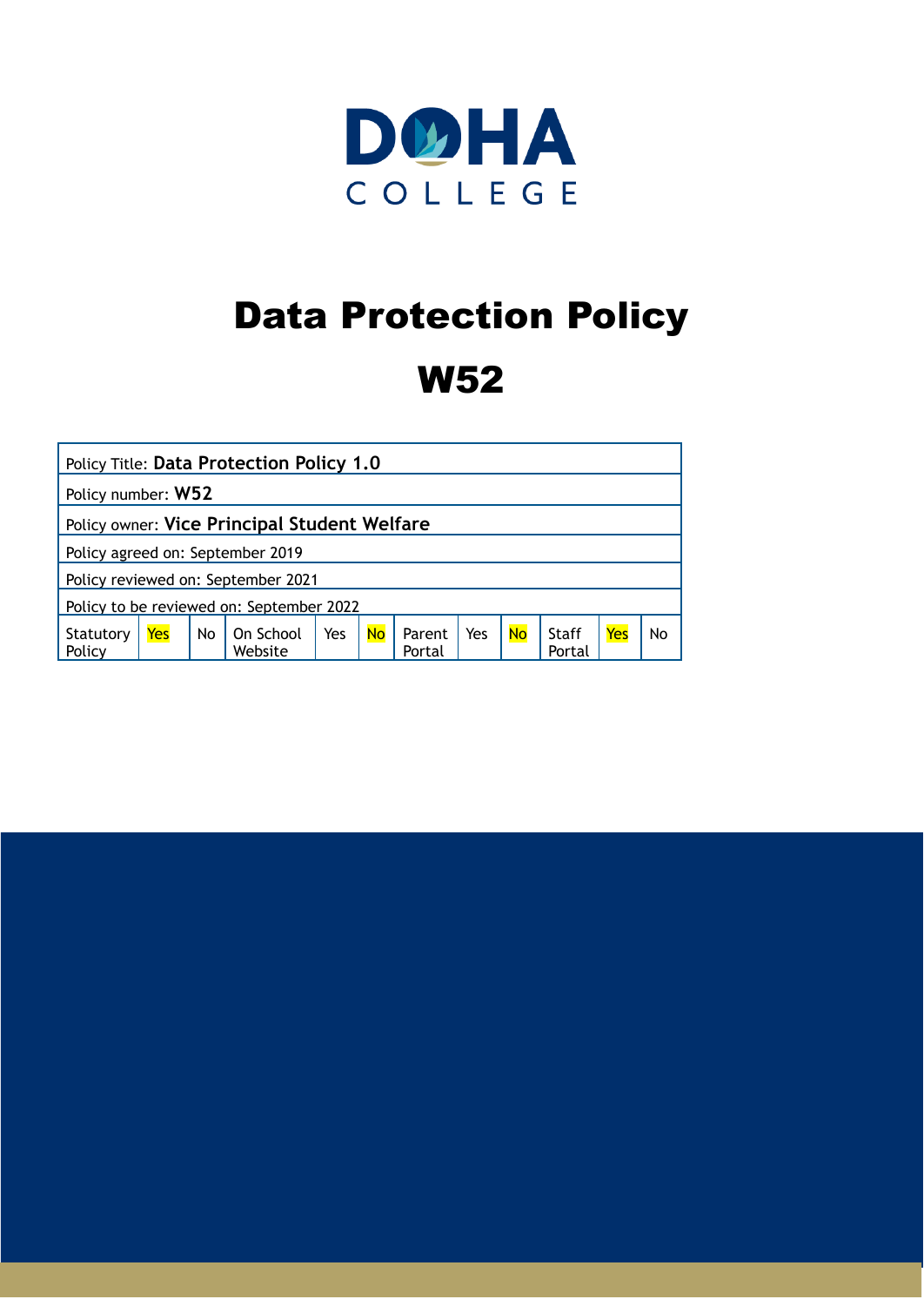DOHA COLLEGE

# Data Protection Policy

# W52

| Policy Title: **Data Protection Policy 1.0** | | | | | | | | | | | |
|---|---|---|---|---|---|---|---|---|---|---|---|
| Policy number: **W52** | | | | | | | | | | | |
| Policy owner: **Vice Principal Student Welfare** | | | | | | | | | | | |
| Policy agreed on: September 2019 | | | | | | | | | | | |
| Policy reviewed on: September 2021 | | | | | | | | | | | |
| Policy to be reviewed on: September 2022 | | | | | | | | | | | |
| Statutory Policy | Yes | No | On School Website | Yes | No | Parent Portal | Yes | No | Staff Portal | Yes | No |

Selected (highlighted) options: Statutory Policy: Yes; On School Website: No; Parent Portal: No; Staff Portal: Yes.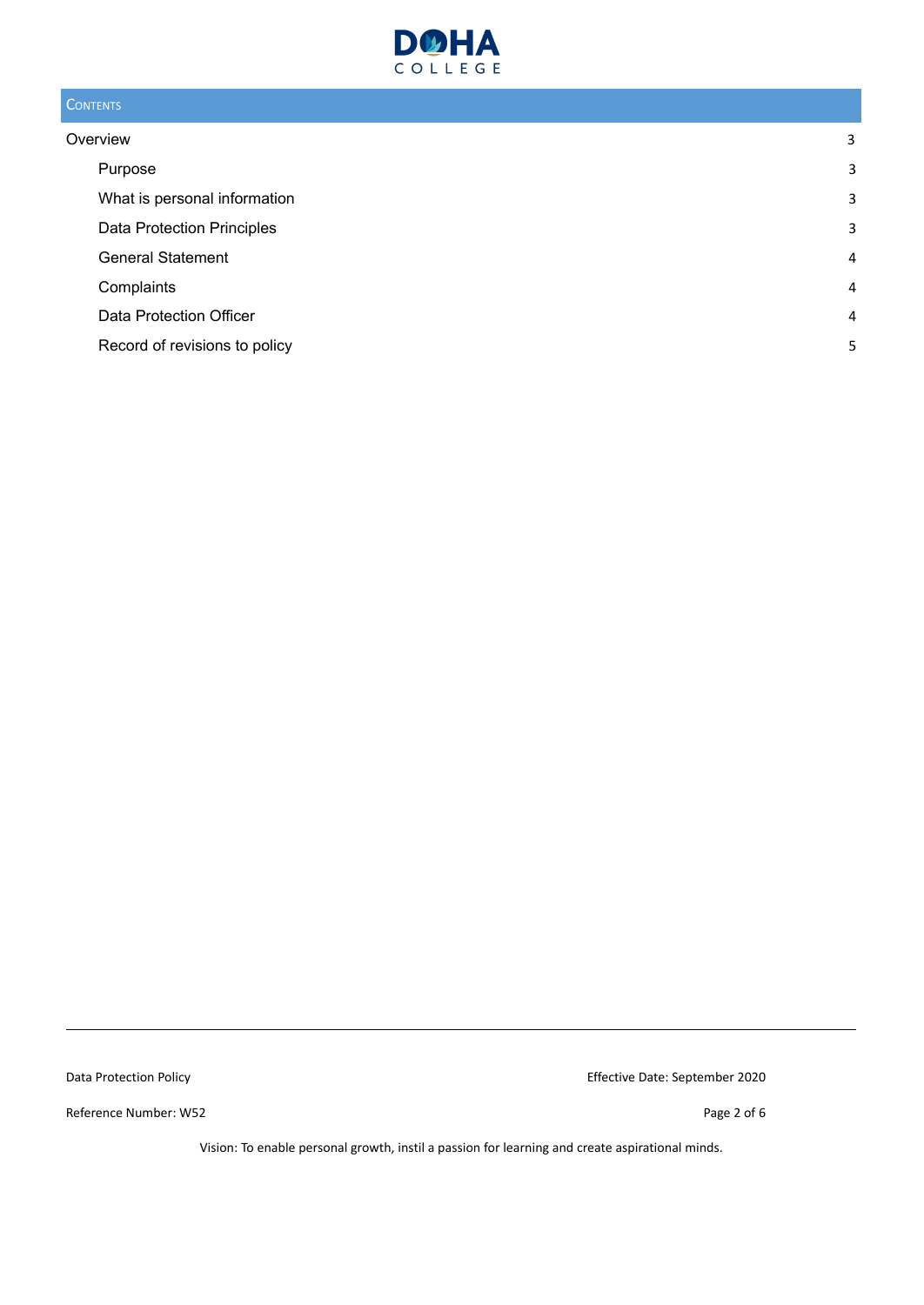## Contents

| | |
|---|---|
| Overview | 3 |
| Purpose | 3 |
| What is personal information | 3 |
| Data Protection Principles | 3 |
| General Statement | 4 |
| Complaints | 4 |
| Data Protection Officer | 4 |
| Record of revisions to policy | 5 |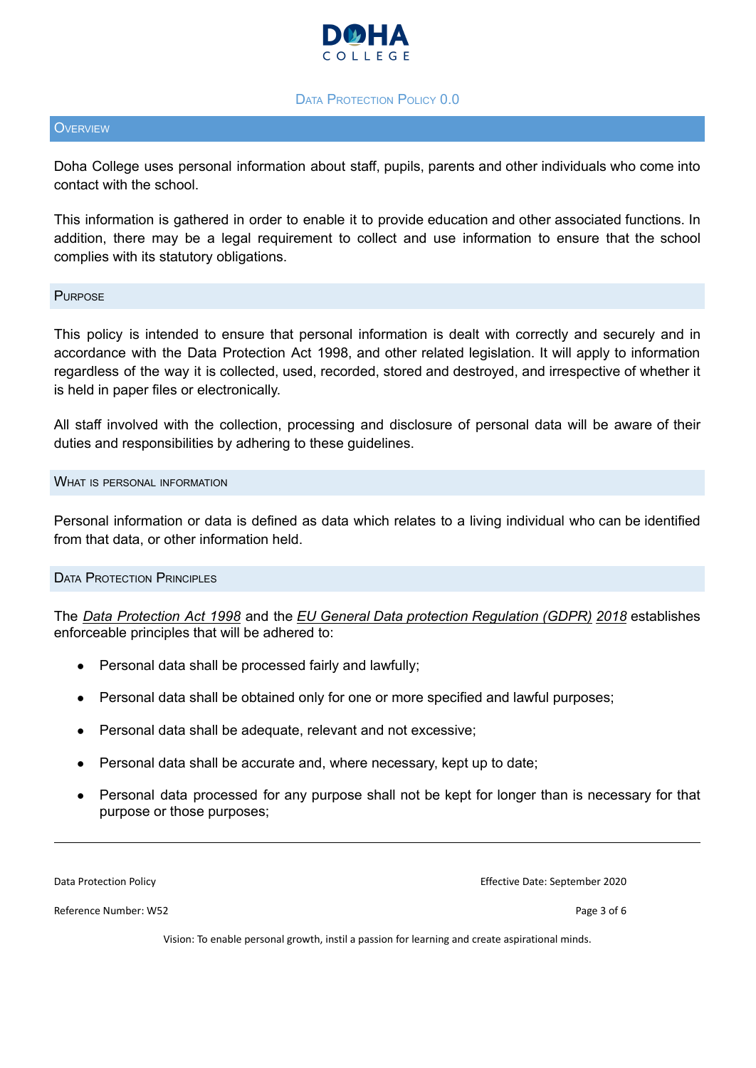## Overview

Doha College uses personal information about staff, pupils, parents and other individuals who come into contact with the school.

This information is gathered in order to enable it to provide education and other associated functions. In addition, there may be a legal requirement to collect and use information to ensure that the school complies with its statutory obligations.

## Purpose

This policy is intended to ensure that personal information is dealt with correctly and securely and in accordance with the Data Protection Act 1998, and other related legislation. It will apply to information regardless of the way it is collected, used, recorded, stored and destroyed, and irrespective of whether it is held in paper files or electronically.

All staff involved with the collection, processing and disclosure of personal data will be aware of their duties and responsibilities by adhering to these guidelines.

## What is personal information

Personal information or data is defined as data which relates to a living individual who can be identified from that data, or other information held.

## Data Protection Principles

The *Data Protection Act 1998* and the *EU General Data protection Regulation (GDPR) 2018* establishes enforceable principles that will be adhered to:

- Personal data shall be processed fairly and lawfully;
- Personal data shall be obtained only for one or more specified and lawful purposes;
- Personal data shall be adequate, relevant and not excessive;
- Personal data shall be accurate and, where necessary, kept up to date;
- Personal data processed for any purpose shall not be kept for longer than is necessary for that purpose or those purposes;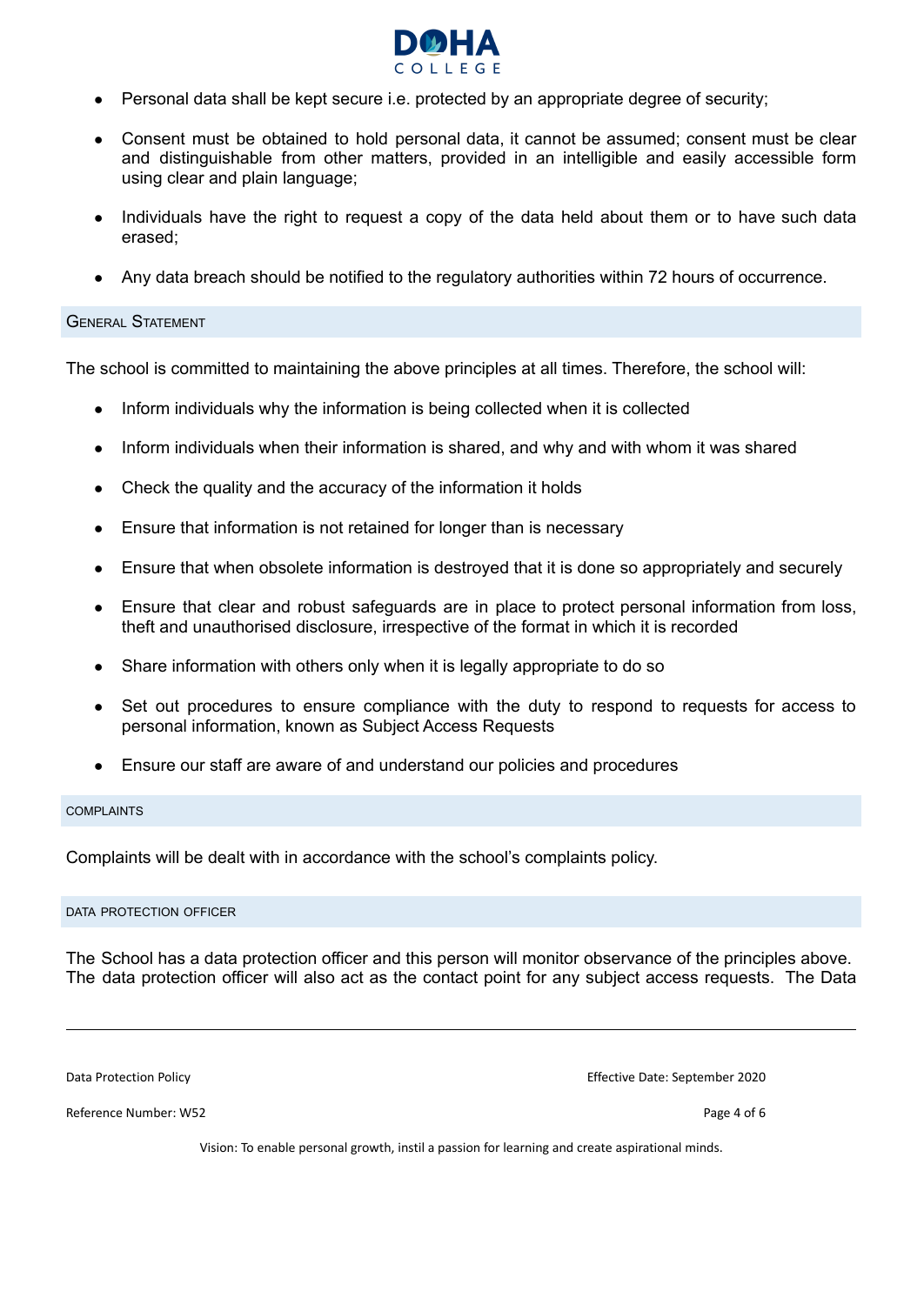- Personal data shall be kept secure i.e. protected by an appropriate degree of security;
- Consent must be obtained to hold personal data, it cannot be assumed; consent must be clear and distinguishable from other matters, provided in an intelligible and easily accessible form using clear and plain language;
- Individuals have the right to request a copy of the data held about them or to have such data erased;
- Any data breach should be notified to the regulatory authorities within 72 hours of occurrence.

## General Statement

The school is committed to maintaining the above principles at all times. Therefore, the school will:

- Inform individuals why the information is being collected when it is collected
- Inform individuals when their information is shared, and why and with whom it was shared
- Check the quality and the accuracy of the information it holds
- Ensure that information is not retained for longer than is necessary
- Ensure that when obsolete information is destroyed that it is done so appropriately and securely
- Ensure that clear and robust safeguards are in place to protect personal information from loss, theft and unauthorised disclosure, irrespective of the format in which it is recorded
- Share information with others only when it is legally appropriate to do so
- Set out procedures to ensure compliance with the duty to respond to requests for access to personal information, known as Subject Access Requests
- Ensure our staff are aware of and understand our policies and procedures

## Complaints

Complaints will be dealt with in accordance with the school's complaints policy.

## Data Protection Officer

The School has a data protection officer and this person will monitor observance of the principles above. The data protection officer will also act as the contact point for any subject access requests. The Data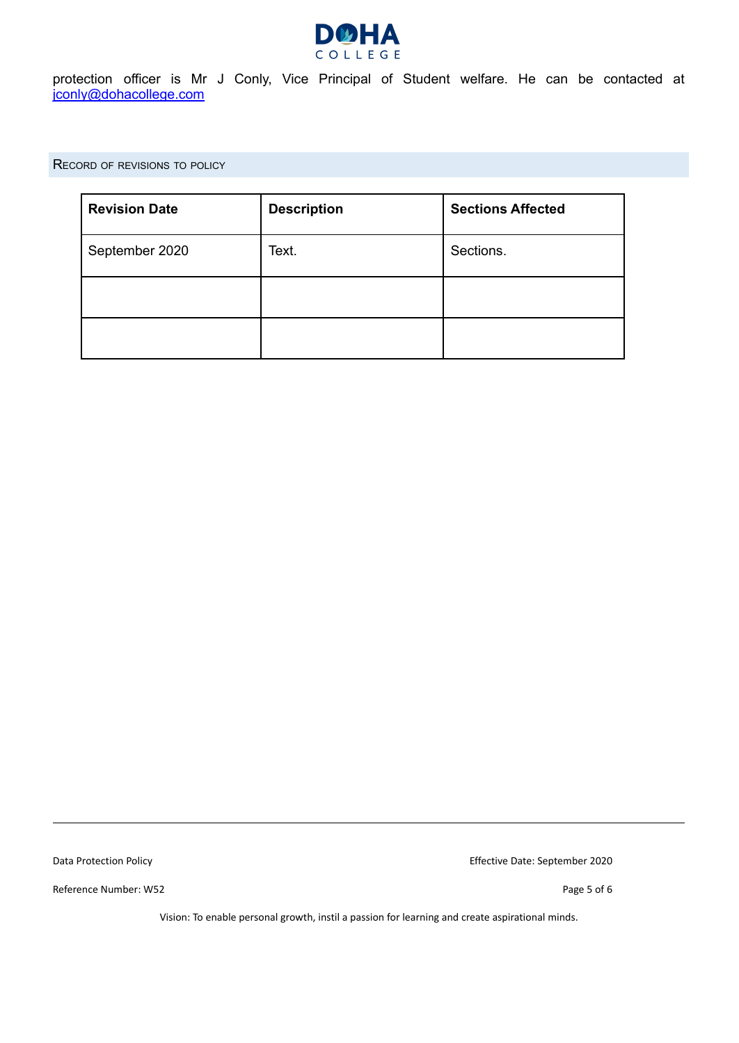protection officer is Mr J Conly, Vice Principal of Student welfare. He can be contacted at jconly@dohacollege.com

## Record of revisions to policy

| Revision Date | Description | Sections Affected |
| --- | --- | --- |
| September 2020 | Text. | Sections. |
| | | |
| | | |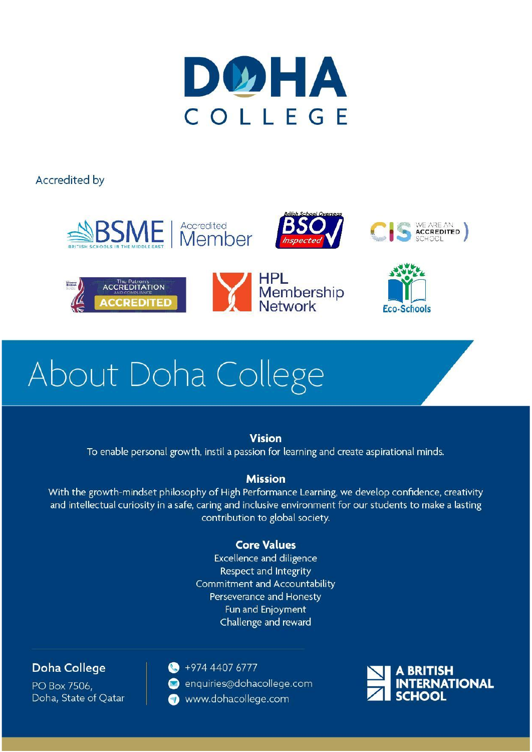# DOHA COLLEGE

Accredited by

BSME | Accredited Member

BSO Inspected

CIS We are an accredited school

The Patron's Accreditation and Compliance ACCREDITED

HPL Membership Network

Eco-Schools

## About Doha College

### Vision

To enable personal growth, instil a passion for learning and create aspirational minds.

### Mission

With the growth-mindset philosophy of High Performance Learning, we develop confidence, creativity and intellectual curiosity in a safe, caring and inclusive environment for our students to make a lasting contribution to global society.

### Core Values

Excellence and diligence
Respect and Integrity
Commitment and Accountability
Perseverance and Honesty
Fun and Enjoyment
Challenge and reward

**Doha College**

PO Box 7506,
Doha, State of Qatar

+974 4407 6777
enquiries@dohacollege.com
www.dohacollege.com

A BRITISH INTERNATIONAL SCHOOL